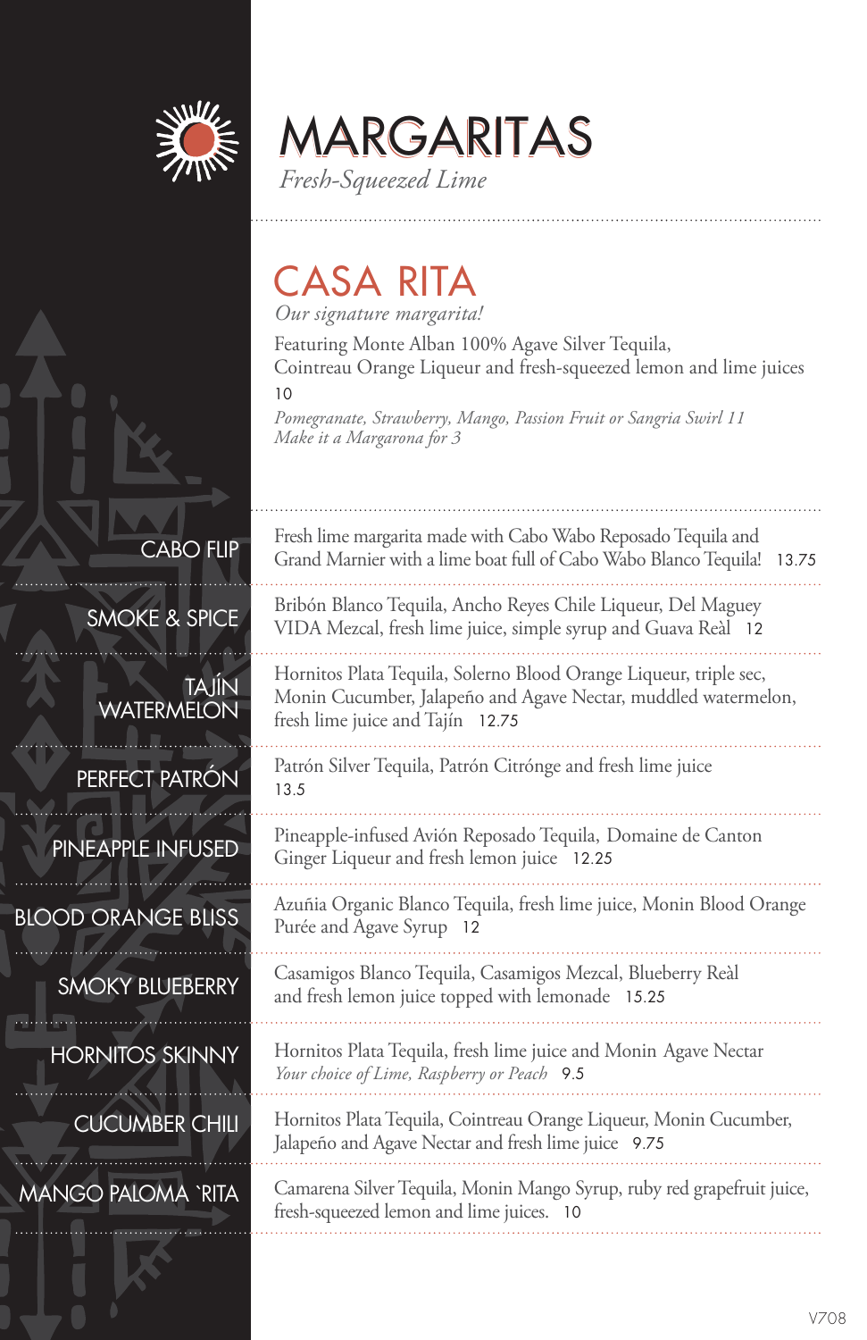# MARGARITAS

*Fresh-Squeezed Lime*

## CASA RITA

*Our signature margarita!*

Featuring Monte Alban 100% Agave Silver Tequila, Cointreau Orange Liqueur and fresh-squeezed lemon and lime juices
10

*Pomegranate, Strawberry, Mango, Passion Fruit or Sangria Swirl 11*
*Make it a Margarona for 3*

### CABO FLIP

Fresh lime margarita made with Cabo Wabo Reposado Tequila and Grand Marnier with a lime boat full of Cabo Wabo Blanco Tequila! 13.75

### SMOKE & SPICE

Bribón Blanco Tequila, Ancho Reyes Chile Liqueur, Del Maguey VIDA Mezcal, fresh lime juice, simple syrup and Guava Reàl 12

### TAJÍN WATERMELON

Hornitos Plata Tequila, Solerno Blood Orange Liqueur, triple sec, Monin Cucumber, Jalapeño and Agave Nectar, muddled watermelon, fresh lime juice and Tajín 12.75

### PERFECT PATRÓN

Patrón Silver Tequila, Patrón Citrónge and fresh lime juice
13.5

### PINEAPPLE INFUSED

Pineapple-infused Avión Reposado Tequila, Domaine de Canton Ginger Liqueur and fresh lemon juice 12.25

### BLOOD ORANGE BLISS

Azuñia Organic Blanco Tequila, fresh lime juice, Monin Blood Orange Purée and Agave Syrup 12

### SMOKY BLUEBERRY

Casamigos Blanco Tequila, Casamigos Mezcal, Blueberry Reàl and fresh lemon juice topped with lemonade 15.25

### HORNITOS SKINNY

Hornitos Plata Tequila, fresh lime juice and Monin Agave Nectar
*Your choice of Lime, Raspberry or Peach* 9.5

### CUCUMBER CHILI

Hornitos Plata Tequila, Cointreau Orange Liqueur, Monin Cucumber, Jalapeño and Agave Nectar and fresh lime juice 9.75

### MANGO PALOMA 'RITA

Camarena Silver Tequila, Monin Mango Syrup, ruby red grapefruit juice, fresh-squeezed lemon and lime juices. 10

V708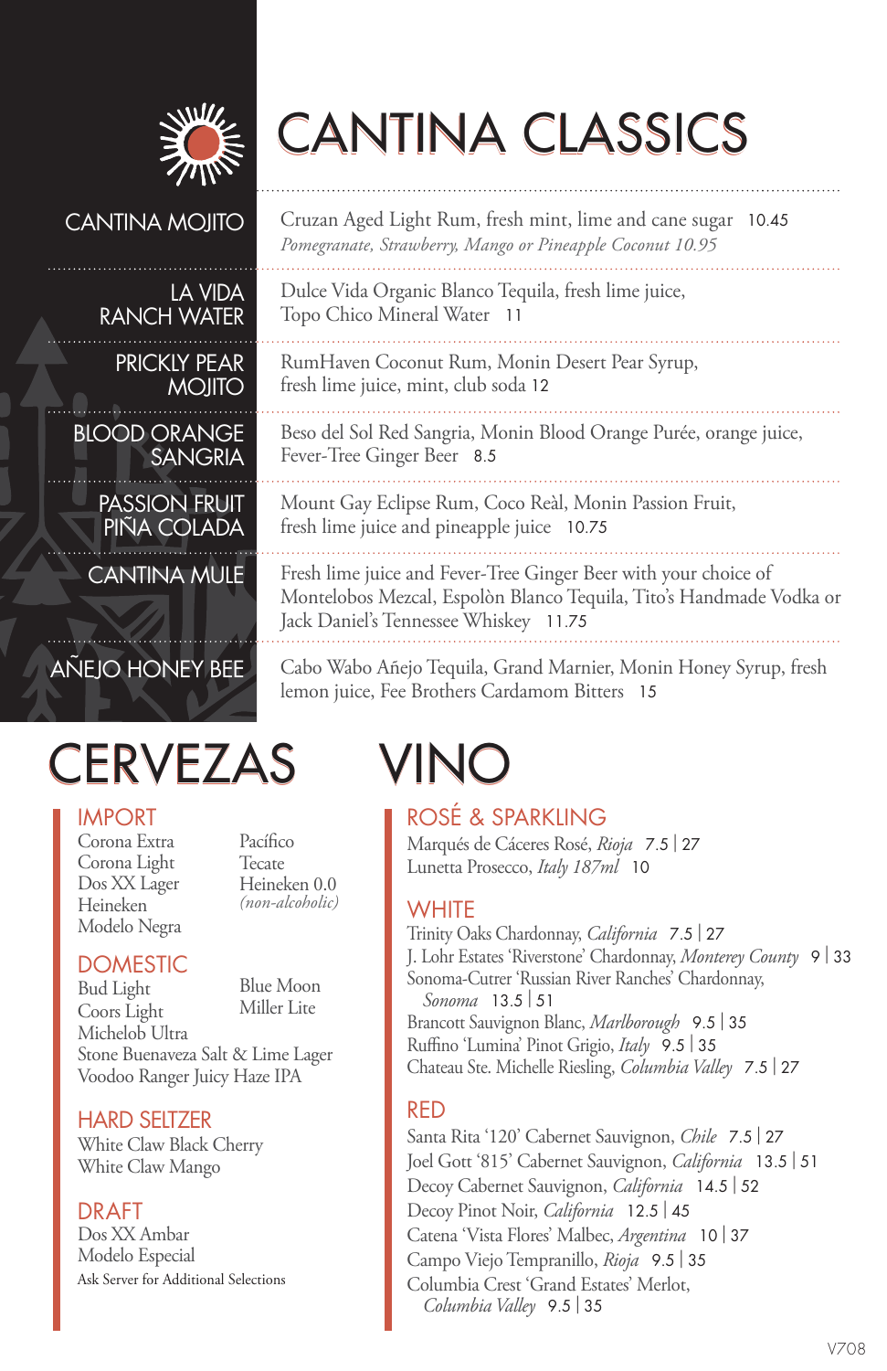# CANTINA CLASSICS

**CANTINA MOJITO**
Cruzan Aged Light Rum, fresh mint, lime and cane sugar 10.45
*Pomegranate, Strawberry, Mango or Pineapple Coconut 10.95*

**LA VIDA RANCH WATER**
Dulce Vida Organic Blanco Tequila, fresh lime juice, Topo Chico Mineral Water 11

**PRICKLY PEAR MOJITO**
RumHaven Coconut Rum, Monin Desert Pear Syrup, fresh lime juice, mint, club soda 12

**BLOOD ORANGE SANGRIA**
Beso del Sol Red Sangria, Monin Blood Orange Purée, orange juice, Fever-Tree Ginger Beer 8.5

**PASSION FRUIT PIÑA COLADA**
Mount Gay Eclipse Rum, Coco Reàl, Monin Passion Fruit, fresh lime juice and pineapple juice 10.75

**CANTINA MULE**
Fresh lime juice and Fever-Tree Ginger Beer with your choice of Montelobos Mezcal, Espolòn Blanco Tequila, Tito's Handmade Vodka or Jack Daniel's Tennessee Whiskey 11.75

**AÑEJO HONEY BEE**
Cabo Wabo Añejo Tequila, Grand Marnier, Monin Honey Syrup, fresh lemon juice, Fee Brothers Cardamom Bitters 15

# CERVEZAS

## IMPORT
Corona Extra
Corona Light
Dos XX Lager
Heineken
Modelo Negra
Pacífico
Tecate
Heineken 0.0 *(non-alcoholic)*

## DOMESTIC
Bud Light
Coors Light
Michelob Ultra
Blue Moon
Miller Lite
Stone Buenaveza Salt & Lime Lager
Voodoo Ranger Juicy Haze IPA

## HARD SELTZER
White Claw Black Cherry
White Claw Mango

## DRAFT
Dos XX Ambar
Modelo Especial
Ask Server for Additional Selections

# VINO

## ROSÉ & SPARKLING
Marqués de Cáceres Rosé, *Rioja* 7.5 | 27
Lunetta Prosecco, *Italy 187ml* 10

## WHITE
Trinity Oaks Chardonnay, *California* 7.5 | 27
J. Lohr Estates 'Riverstone' Chardonnay, *Monterey County* 9 | 33
Sonoma-Cutrer 'Russian River Ranches' Chardonnay, *Sonoma* 13.5 | 51
Brancott Sauvignon Blanc, *Marlborough* 9.5 | 35
Ruffino 'Lumina' Pinot Grigio, *Italy* 9.5 | 35
Chateau Ste. Michelle Riesling, *Columbia Valley* 7.5 | 27

## RED
Santa Rita '120' Cabernet Sauvignon, *Chile* 7.5 | 27
Joel Gott '815' Cabernet Sauvignon, *California* 13.5 | 51
Decoy Cabernet Sauvignon, *California* 14.5 | 52
Decoy Pinot Noir, *California* 12.5 | 45
Catena 'Vista Flores' Malbec, *Argentina* 10 | 37
Campo Viejo Tempranillo, *Rioja* 9.5 | 35
Columbia Crest 'Grand Estates' Merlot, *Columbia Valley* 9.5 | 35

V708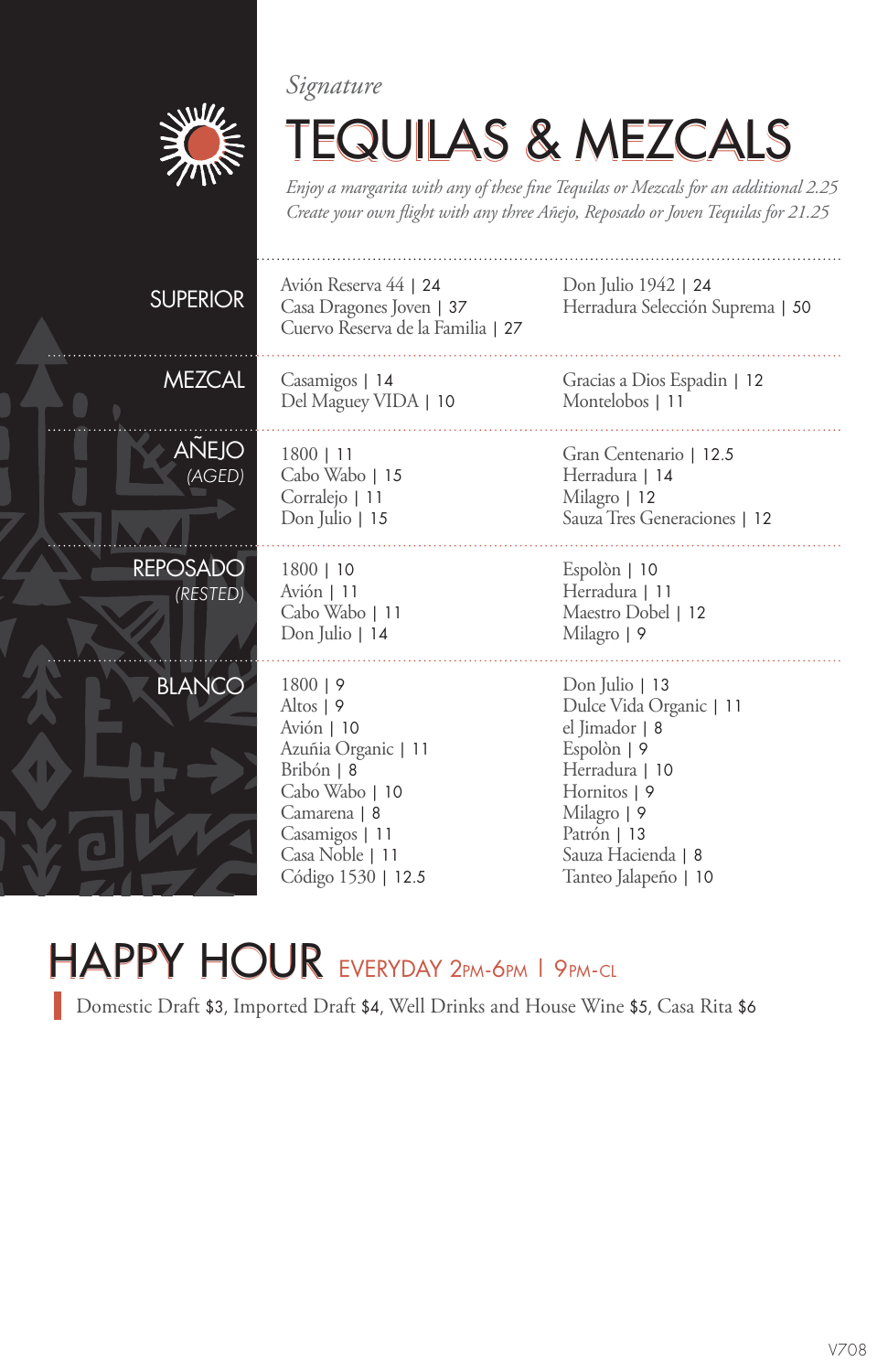*Signature*

# TEQUILAS & MEZCALS

*Enjoy a margarita with any of these fine Tequilas or Mezcals for an additional 2.25*
*Create your own flight with any three Añejo, Reposado or Joven Tequilas for 21.25*

## SUPERIOR

Avión Reserva 44 | 24
Casa Dragones Joven | 37
Cuervo Reserva de la Familia | 27
Don Julio 1942 | 24
Herradura Selección Suprema | 50

## MEZCAL

Casamigos | 14
Del Maguey VIDA | 10
Gracias a Dios Espadin | 12
Montelobos | 11

## AÑEJO *(AGED)*

1800 | 11
Cabo Wabo | 15
Corralejo | 11
Don Julio | 15
Gran Centenario | 12.5
Herradura | 14
Milagro | 12
Sauza Tres Generaciones | 12

## REPOSADO *(RESTED)*

1800 | 10
Avión | 11
Cabo Wabo | 11
Don Julio | 14
Espolòn | 10
Herradura | 11
Maestro Dobel | 12
Milagro | 9

## BLANCO

1800 | 9
Altos | 9
Avión | 10
Azuñia Organic | 11
Bribón | 8
Cabo Wabo | 10
Camarena | 8
Casamigos | 11
Casa Noble | 11
Código 1530 | 12.5
Don Julio | 13
Dulce Vida Organic | 11
el Jimador | 8
Espolòn | 9
Herradura | 10
Hornitos | 9
Milagro | 9
Patrón | 13
Sauza Hacienda | 8
Tanteo Jalapeño | 10

# HAPPY HOUR EVERYDAY 2PM-6PM | 9PM-CL

Domestic Draft $3, Imported Draft $4, Well Drinks and House Wine $5, Casa Rita $6

V708